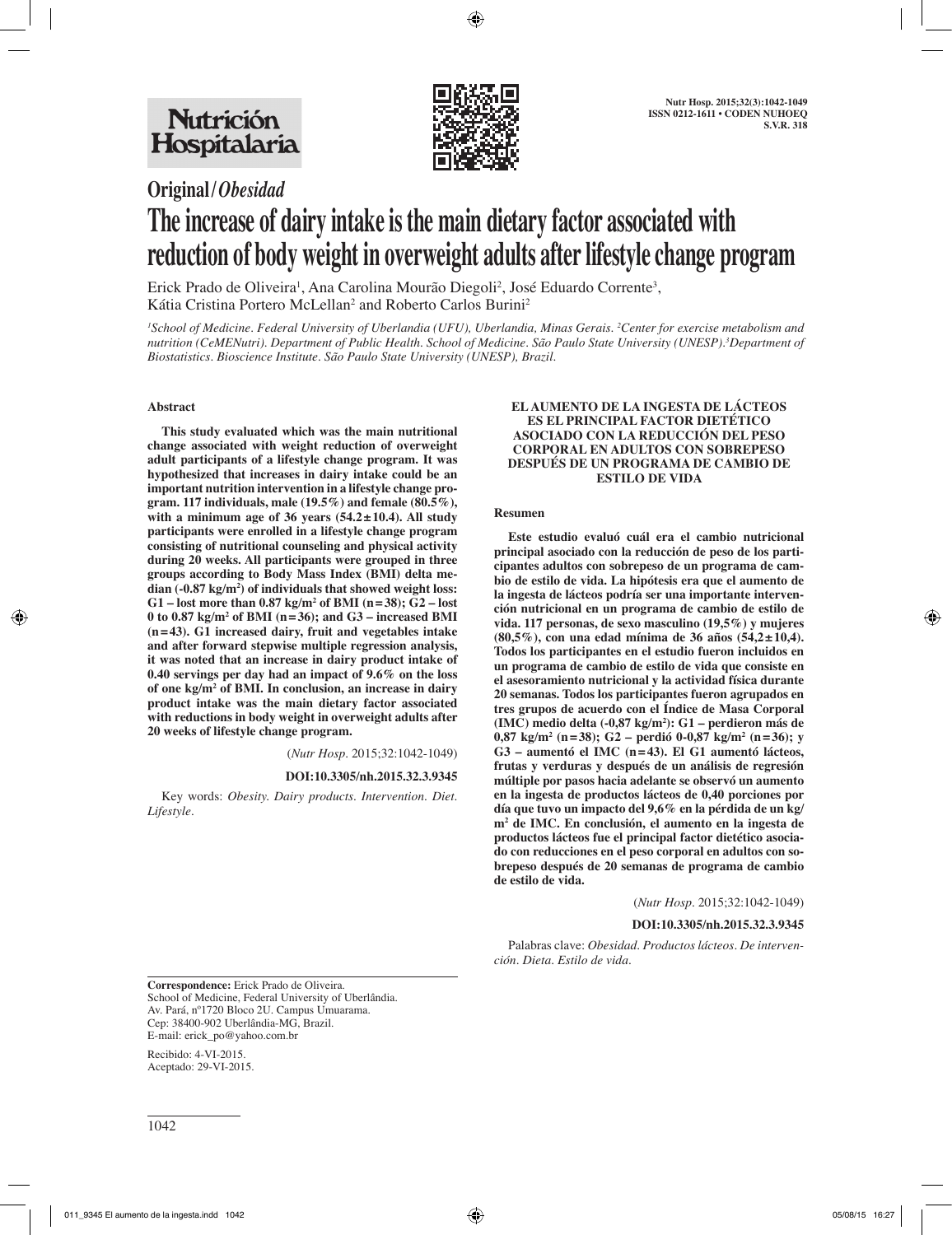**Original/*Obesidad***

# The increase of dairy intake is the main dietary factor associated with reduction of body weight in overweight adults after lifestyle change program

Erick Prado de Oliveira[1], Ana Carolina Mourão Diegoli[2], José Eduardo Corrente[3], Kátia Cristina Portero McLellan[2] and Roberto Carlos Burini[2]

*[1]School of Medicine. Federal University of Uberlandia (UFU), Uberlandia, Minas Gerais. [2]Center for exercise metabolism and nutrition (CeMENutri). Department of Public Health. School of Medicine. São Paulo State University (UNESP).[3]Department of Biostatistics. Bioscience Institute. São Paulo State University (UNESP), Brazil.*

### Abstract

**This study evaluated which was the main nutritional change associated with weight reduction of overweight adult participants of a lifestyle change program. It was hypothesized that increases in dairy intake could be an important nutrition intervention in a lifestyle change program. 117 individuals, male (19.5%) and female (80.5%), with a minimum age of 36 years (54.2±10.4). All study participants were enrolled in a lifestyle change program consisting of nutritional counseling and physical activity during 20 weeks. All participants were grouped in three groups according to Body Mass Index (BMI) delta median (-0.87 kg/m²) of individuals that showed weight loss: G1 – lost more than 0.87 kg/m² of BMI (n=38); G2 – lost 0 to 0.87 kg/m² of BMI (n=36); and G3 – increased BMI (n=43). G1 increased dairy, fruit and vegetables intake and after forward stepwise multiple regression analysis, it was noted that an increase in dairy product intake of 0.40 servings per day had an impact of 9.6% on the loss of one kg/m² of BMI. In conclusion, an increase in dairy product intake was the main dietary factor associated with reductions in body weight in overweight adults after 20 weeks of lifestyle change program.**

(*Nutr Hosp.* 2015;32:1042-1049)

**DOI:10.3305/nh.2015.32.3.9345**

Key words: *Obesity. Dairy products. Intervention. Diet. Lifestyle.*

### EL AUMENTO DE LA INGESTA DE LÁCTEOS ES EL PRINCIPAL FACTOR DIETÉTICO ASOCIADO CON LA REDUCCIÓN DEL PESO CORPORAL EN ADULTOS CON SOBREPESO DESPUÉS DE UN PROGRAMA DE CAMBIO DE ESTILO DE VIDA

### Resumen

**Este estudio evaluó cuál era el cambio nutricional principal asociado con la reducción de peso de los participantes adultos con sobrepeso de un programa de cambio de estilo de vida. La hipótesis era que el aumento de la ingesta de lácteos podría ser una importante intervención nutricional en un programa de cambio de estilo de vida. 117 personas, de sexo masculino (19,5%) y mujeres (80,5%), con una edad mínima de 36 años (54,2±10,4). Todos los participantes en el estudio fueron incluidos en un programa de cambio de estilo de vida que consiste en el asesoramiento nutricional y la actividad física durante 20 semanas. Todos los participantes fueron agrupados en tres grupos de acuerdo con el Índice de Masa Corporal (IMC) medio delta (-0,87 kg/m²): G1 – perdieron más de 0,87 kg/m² (n=38); G2 – perdió 0-0,87 kg/m² (n=36); y G3 – aumentó el IMC (n=43). El G1 aumentó lácteos, frutas y verduras y después de un análisis de regresión múltiple por pasos hacia adelante se observó un aumento en la ingesta de productos lácteos de 0,40 porciones por día que tuvo un impacto del 9,6% en la pérdida de un kg/m² de IMC. En conclusión, el aumento en la ingesta de productos lácteos fue el principal factor dietético asociado con reducciones en el peso corporal en adultos con sobrepeso después de 20 semanas de programa de cambio de estilo de vida.**

(*Nutr Hosp.* 2015;32:1042-1049)

**DOI:10.3305/nh.2015.32.3.9345**

Palabras clave: *Obesidad. Productos lácteos. De intervención. Dieta. Estilo de vida.*

**Correspondence:** Erick Prado de Oliveira.
School of Medicine, Federal University of Uberlândia.
Av. Pará, nº1720 Bloco 2U. Campus Umuarama.
Cep: 38400-902 Uberlândia-MG, Brazil.
E-mail: erick_po@yahoo.com.br

Recibido: 4-VI-2015.
Aceptado: 29-VI-2015.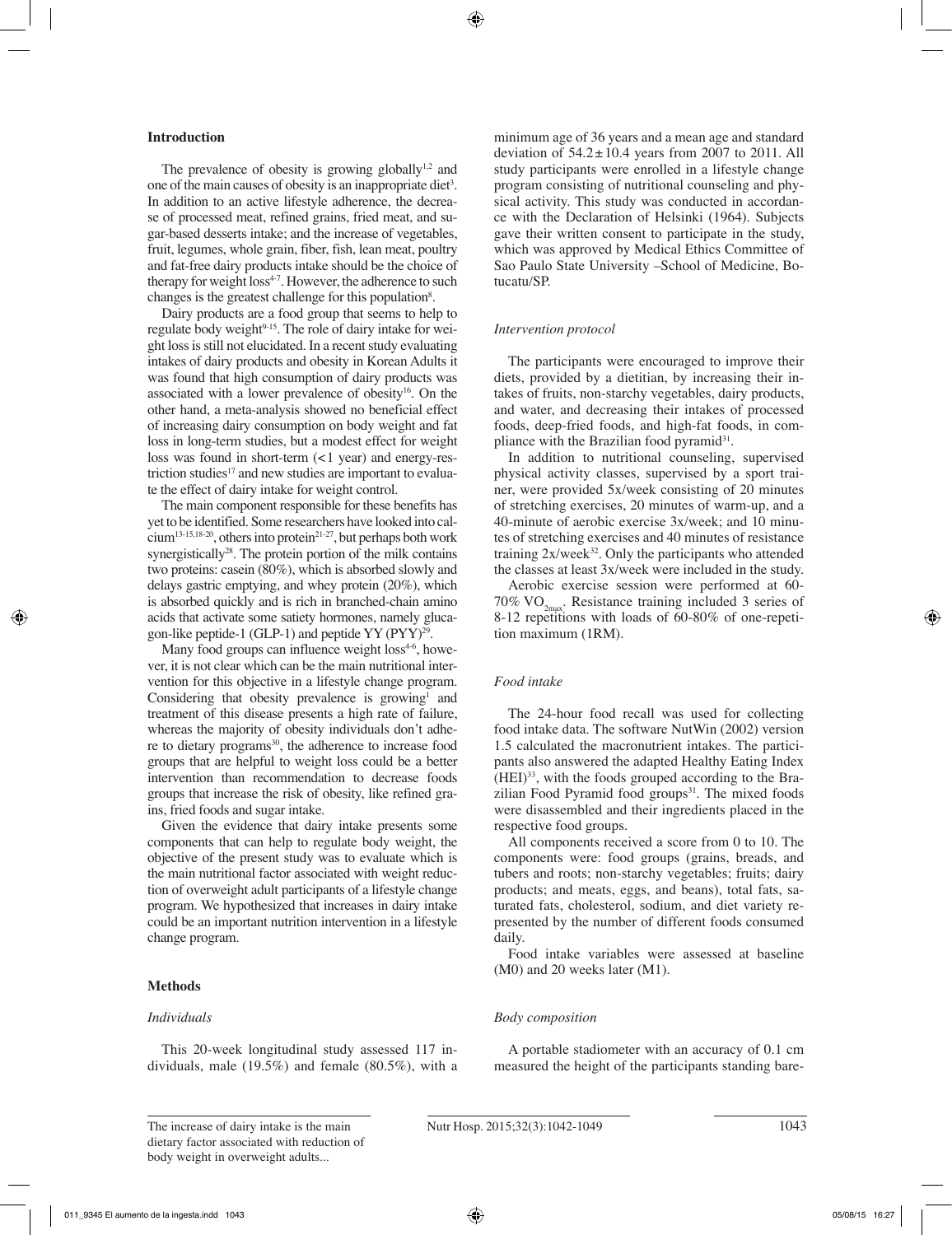## Introduction

The prevalence of obesity is growing globally[1,2] and one of the main causes of obesity is an inappropriate diet[3]. In addition to an active lifestyle adherence, the decrease of processed meat, refined grains, fried meat, and sugar-based desserts intake; and the increase of vegetables, fruit, legumes, whole grain, fiber, fish, lean meat, poultry and fat-free dairy products intake should be the choice of therapy for weight loss[4-7]. However, the adherence to such changes is the greatest challenge for this population[8].

Dairy products are a food group that seems to help to regulate body weight[9-15]. The role of dairy intake for weight loss is still not elucidated. In a recent study evaluating intakes of dairy products and obesity in Korean Adults it was found that high consumption of dairy products was associated with a lower prevalence of obesity[16]. On the other hand, a meta-analysis showed no beneficial effect of increasing dairy consumption on body weight and fat loss in long-term studies, but a modest effect for weight loss was found in short-term (<1 year) and energy-restriction studies[17] and new studies are important to evaluate the effect of dairy intake for weight control.

The main component responsible for these benefits has yet to be identified. Some researchers have looked into calcium[13-15,18-20], others into protein[21-27], but perhaps both work synergistically[28]. The protein portion of the milk contains two proteins: casein (80%), which is absorbed slowly and delays gastric emptying, and whey protein (20%), which is absorbed quickly and is rich in branched-chain amino acids that activate some satiety hormones, namely glucagon-like peptide-1 (GLP-1) and peptide YY (PYY)[29].

Many food groups can influence weight loss[4-6], however, it is not clear which can be the main nutritional intervention for this objective in a lifestyle change program. Considering that obesity prevalence is growing[1] and treatment of this disease presents a high rate of failure, whereas the majority of obesity individuals don't adhere to dietary programs[30], the adherence to increase food groups that are helpful to weight loss could be a better intervention than recommendation to decrease foods groups that increase the risk of obesity, like refined grains, fried foods and sugar intake.

Given the evidence that dairy intake presents some components that can help to regulate body weight, the objective of the present study was to evaluate which is the main nutritional factor associated with weight reduction of overweight adult participants of a lifestyle change program. We hypothesized that increases in dairy intake could be an important nutrition intervention in a lifestyle change program.

## Methods

### *Individuals*

This 20-week longitudinal study assessed 117 individuals, male (19.5%) and female (80.5%), with a minimum age of 36 years and a mean age and standard deviation of $54.2 \pm 10.4$ years from 2007 to 2011. All study participants were enrolled in a lifestyle change program consisting of nutritional counseling and physical activity. This study was conducted in accordance with the Declaration of Helsinki (1964). Subjects gave their written consent to participate in the study, which was approved by Medical Ethics Committee of Sao Paulo State University –School of Medicine, Botucatu/SP.

### *Intervention protocol*

The participants were encouraged to improve their diets, provided by a dietitian, by increasing their intakes of fruits, non-starchy vegetables, dairy products, and water, and decreasing their intakes of processed foods, deep-fried foods, and high-fat foods, in compliance with the Brazilian food pyramid[31].

In addition to nutritional counseling, supervised physical activity classes, supervised by a sport trainer, were provided 5x/week consisting of 20 minutes of stretching exercises, 20 minutes of warm-up, and a 40-minute of aerobic exercise 3x/week; and 10 minutes of stretching exercises and 40 minutes of resistance training 2x/week[32]. Only the participants who attended the classes at least 3x/week were included in the study.

Aerobic exercise session were performed at 60-70% $VO_{2max}$. Resistance training included 3 series of 8-12 repetitions with loads of 60-80% of one-repetition maximum (1RM).

### *Food intake*

The 24-hour food recall was used for collecting food intake data. The software NutWin (2002) version 1.5 calculated the macronutrient intakes. The participants also answered the adapted Healthy Eating Index (HEI)[33], with the foods grouped according to the Brazilian Food Pyramid food groups[31]. The mixed foods were disassembled and their ingredients placed in the respective food groups.

All components received a score from 0 to 10. The components were: food groups (grains, breads, and tubers and roots; non-starchy vegetables; fruits; dairy products; and meats, eggs, and beans), total fats, saturated fats, cholesterol, sodium, and diet variety represented by the number of different foods consumed daily.

Food intake variables were assessed at baseline (M0) and 20 weeks later (M1).

### *Body composition*

A portable stadiometer with an accuracy of 0.1 cm measured the height of the participants standing bare-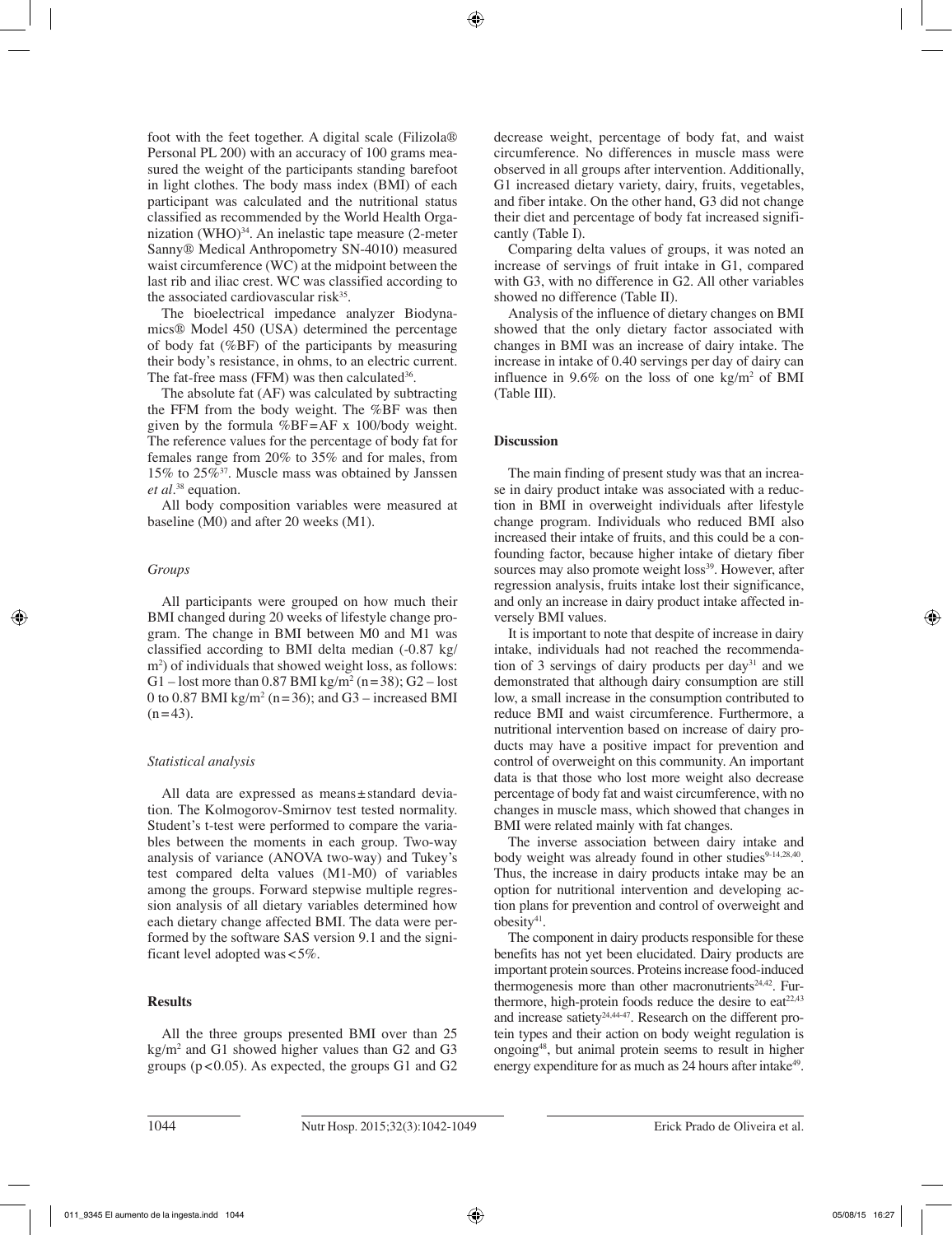foot with the feet together. A digital scale (Filizola® Personal PL 200) with an accuracy of 100 grams measured the weight of the participants standing barefoot in light clothes. The body mass index (BMI) of each participant was calculated and the nutritional status classified as recommended by the World Health Organization (WHO)[34]. An inelastic tape measure (2-meter Sanny® Medical Anthropometry SN-4010) measured waist circumference (WC) at the midpoint between the last rib and iliac crest. WC was classified according to the associated cardiovascular risk[35].

The bioelectrical impedance analyzer Biodynamics® Model 450 (USA) determined the percentage of body fat (%BF) of the participants by measuring their body's resistance, in ohms, to an electric current. The fat-free mass (FFM) was then calculated[36].

The absolute fat (AF) was calculated by subtracting the FFM from the body weight. The %BF was then given by the formula %BF=AF x 100/body weight. The reference values for the percentage of body fat for females range from 20% to 35% and for males, from 15% to 25%[37]. Muscle mass was obtained by Janssen *et al*.[38] equation.

All body composition variables were measured at baseline (M0) and after 20 weeks (M1).

### *Groups*

All participants were grouped on how much their BMI changed during 20 weeks of lifestyle change program. The change in BMI between M0 and M1 was classified according to BMI delta median (-0.87 kg/m²) of individuals that showed weight loss, as follows: G1 – lost more than 0.87 BMI kg/m² (n=38); G2 – lost 0 to 0.87 BMI kg/m² (n=36); and G3 – increased BMI (n=43).

### *Statistical analysis*

All data are expressed as means±standard deviation. The Kolmogorov-Smirnov test tested normality. Student's t-test were performed to compare the variables between the moments in each group. Two-way analysis of variance (ANOVA two-way) and Tukey's test compared delta values (M1-M0) of variables among the groups. Forward stepwise multiple regression analysis of all dietary variables determined how each dietary change affected BMI. The data were performed by the software SAS version 9.1 and the significant level adopted was <5%.

## **Results**

All the three groups presented BMI over than 25 kg/m² and G1 showed higher values than G2 and G3 groups ($p<0.05$). As expected, the groups G1 and G2 decrease weight, percentage of body fat, and waist circumference. No differences in muscle mass were observed in all groups after intervention. Additionally, G1 increased dietary variety, dairy, fruits, vegetables, and fiber intake. On the other hand, G3 did not change their diet and percentage of body fat increased significantly (Table I).

Comparing delta values of groups, it was noted an increase of servings of fruit intake in G1, compared with G3, with no difference in G2. All other variables showed no difference (Table II).

Analysis of the influence of dietary changes on BMI showed that the only dietary factor associated with changes in BMI was an increase of dairy intake. The increase in intake of 0.40 servings per day of dairy can influence in 9.6% on the loss of one kg/m² of BMI (Table III).

## **Discussion**

The main finding of present study was that an increase in dairy product intake was associated with a reduction in BMI in overweight individuals after lifestyle change program. Individuals who reduced BMI also increased their intake of fruits, and this could be a confounding factor, because higher intake of dietary fiber sources may also promote weight loss[39]. However, after regression analysis, fruits intake lost their significance, and only an increase in dairy product intake affected inversely BMI values.

It is important to note that despite of increase in dairy intake, individuals had not reached the recommendation of 3 servings of dairy products per day[31] and we demonstrated that although dairy consumption are still low, a small increase in the consumption contributed to reduce BMI and waist circumference. Furthermore, a nutritional intervention based on increase of dairy products may have a positive impact for prevention and control of overweight on this community. An important data is that those who lost more weight also decrease percentage of body fat and waist circumference, with no changes in muscle mass, which showed that changes in BMI were related mainly with fat changes.

The inverse association between dairy intake and body weight was already found in other studies[9-14,28,40]. Thus, the increase in dairy products intake may be an option for nutritional intervention and developing action plans for prevention and control of overweight and obesity[41].

The component in dairy products responsible for these benefits has not yet been elucidated. Dairy products are important protein sources. Proteins increase food-induced thermogenesis more than other macronutrients[24,42]. Furthermore, high-protein foods reduce the desire to eat[22,43] and increase satiety[24,44-47]. Research on the different protein types and their action on body weight regulation is ongoing[48], but animal protein seems to result in higher energy expenditure for as much as 24 hours after intake[49].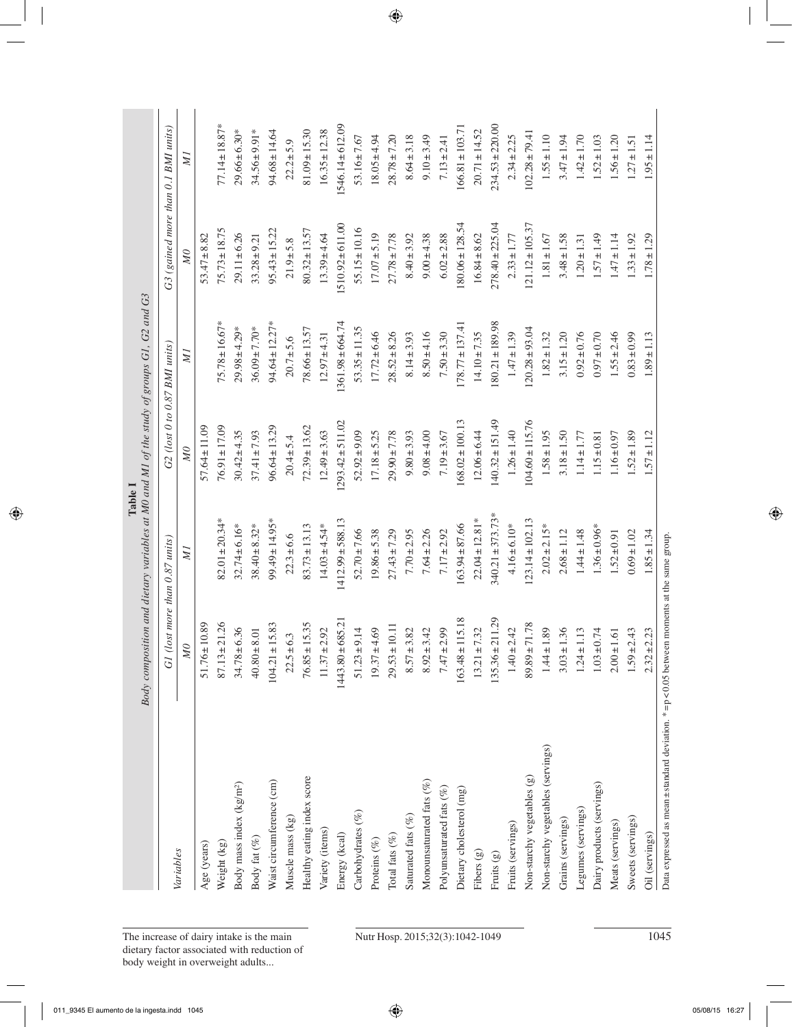**Table I**
*Body composition and dietary variables at M0 and M1 of the study of groups G1, G2 and G3*

| *Variables* | *G1 (lost more than 0.87 units)* | | *G2 (lost 0 to 0.87 BMI units)* | | *G3 (gained more than 0.1 BMI units)* | |
|---|---|---|---|---|---|---|
| | *M0* | *M1* | *M0* | *M1* | *M0* | *M1* |
| Age (years) | 51.76±10.89 | | 57.64±11.09 | | 53.47±8.82 | |
| Weight (kg) | 87.13±21.26 | 82.01±20.34* | 76.91±17.09 | 75.78±16.67* | 75.73±18.75 | 77.14±18.87* |
| Body mass index (kg/m²) | 34.78±6.36 | 32.74±6.16* | 30.42±4.35 | 29.98±4.29* | 29.11±6.26 | 29.66±6.30* |
| Body fat (%) | 40.80±8.01 | 38.40±8.32* | 37.41±7.93 | 36.09±7.70* | 33.28±9.21 | 34.56±9.91* |
| Waist circumference (cm) | 104.21±15.83 | 99.49±14.95* | 96.64±13.29 | 94.64±12.27* | 95.43±15.22 | 94.68±14.64 |
| Muscle mass (kg) | 22.5±6.3 | 22.3±6.6 | 20.4±5.4 | 20.7±5.6 | 21.9±5.8 | 22.2±5.9 |
| Healthy eating index score | 76.85±15.35 | 83.73±13.13 | 72.39±13.62 | 78.66±13.57 | 80.32±13.57 | 81.09±15.30 |
| Variety (items) | 11.37±2.92 | 14.03±4.54* | 12.49±3.63 | 12.97±4.31 | 13.39±4.64 | 16.35±12.38 |
| Energy (kcal) | 1443.80±685.21 | 1412.99±588.13 | 1293.42±511.02 | 1361.98±664.74 | 1510.92±611.00 | 1546.14±612.09 |
| Carbohydrates (%) | 51.23±9.14 | 52.70±7.66 | 52.92±9.09 | 53.35±11.35 | 55.15±10.16 | 53.16±7.67 |
| Proteins (%) | 19.37±4.69 | 19.86±5.38 | 17.18±5.25 | 17.72±6.46 | 17.07±5.19 | 18.05±4.94 |
| Total fats (%) | 29.53±10.11 | 27.43±7.29 | 29.90±7.78 | 28.52±8.26 | 27.78±7.78 | 28.78±7.20 |
| Saturated fats (%) | 8.57±3.82 | 7.70±2.95 | 9.80±3.93 | 8.14±3.93 | 8.40±3.92 | 8.64±3.18 |
| Monounsaturated fats (%) | 8.92±3.42 | 7.64±2.26 | 9.08±4.00 | 8.50±4.16 | 9.00±4.38 | 9.10±3.49 |
| Polyunsaturated fats (%) | 7.47±2.99 | 7.17±2.92 | 7.19±3.67 | 7.50±3.30 | 6.02±2.88 | 7.13±2.41 |
| Dietary cholesterol (mg) | 163.48±115.18 | 163.94±87.66 | 168.02±100.13 | 178.77±137.41 | 180.06±128.54 | 166.81±103.71 |
| Fibers (g) | 13.21±7.32 | 22.04±12.81* | 12.06±6.44 | 14.10±7.35 | 16.84±8.62 | 20.71±14.52 |
| Fruits (g) | 135.36±211.29 | 340.21±373.73* | 140.32±151.49 | 180.21±189.98 | 278.40±225.04 | 234.53±220.00 |
| Fruits (servings) | 1.40±2.42 | 4.16±6.10* | 1.26±1.40 | 1.47±1.39 | 2.33±1.77 | 2.34±2.25 |
| Non-starchy vegetables (g) | 89.89±71.78 | 123.14±102.13 | 104.60±115.76 | 120.28±93.04 | 121.12±105.37 | 102.28±79.41 |
| Non-starchy vegetables (servings) | 1.44±1.89 | 2.02±2.15* | 1.58±1.95 | 1.82±1.32 | 1.81±1.67 | 1.55±1.10 |
| Grains (servings) | 3.03±1.36 | 2.68±1.12 | 3.18±1.50 | 3.15±1.20 | 3.48±1.58 | 3.47±1.94 |
| Legumes (servings) | 1.24±1.13 | 1.44±1.48 | 1.14±1.77 | 0.92±0.76 | 1.20±1.31 | 1.42±1.70 |
| Dairy products (servings) | 1.03±0.74 | 1.36±0.96* | 1.15±0.81 | 0.97±0.70 | 1.57±1.49 | 1.52±1.03 |
| Meats (servings) | 2.00±1.61 | 1.52±0.91 | 1.16±0.97 | 1.55±2.46 | 1.47±1.14 | 1.56±1.20 |
| Sweets (servings) | 1.59±2.43 | 0.69±1.02 | 1.52±1.89 | 0.83±0.99 | 1.33±1.92 | 1.27±1.51 |
| Oil (servings) | 2.32±2.23 | 1.85±1.34 | 1.57±1.12 | 1.89±1.13 | 1.78±1.29 | 1.95±1.14 |

Data expressed as mean±standard deviation. * = $p < 0.05$ between moments at the same group.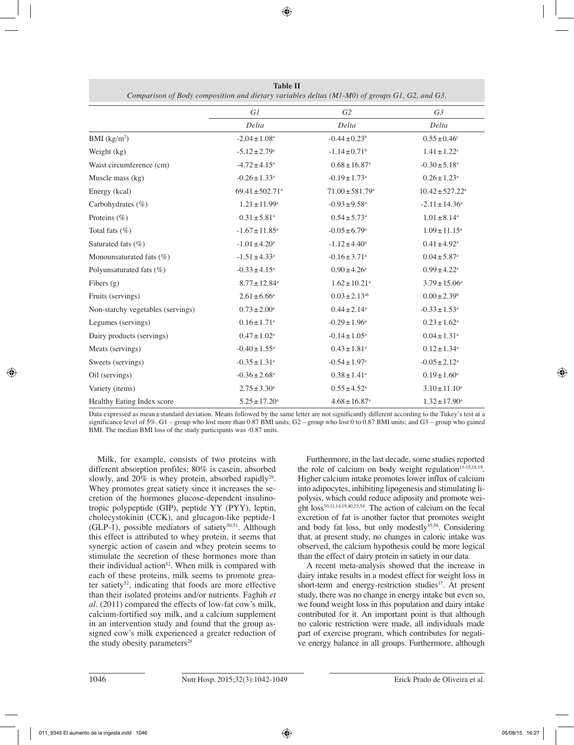**Table II**
*Comparison of Body composition and dietary variables deltas (M1-M0) of groups G1, G2, and G3.*

| | G1 | G2 | G3 |
|---|---|---|---|
| | Delta | Delta | Delta |
| BMI (kg/m$^2$) | -2.04 ± 1.08$^a$ | -0.44 ± 0.23$^b$ | 0.55 ± 0.46$^c$ |
| Weight (kg) | -5.12 ± 2.79$^a$ | -1.14 ± 0.71$^b$ | 1.41 ± 1.22$^c$ |
| Waist circumference (cm) | -4.72 ± 4.15$^a$ | 0.68 ± 16.87$^a$ | -0.30 ± 5.18$^a$ |
| Muscle mass (kg) | -0.26 ± 1.33$^a$ | -0.19 ± 1.73$^a$ | 0.26 ± 1.23$^a$ |
| Energy (kcal) | 69.41 ± 502.71$^a$ | 71.00 ± 581.79$^a$ | 10.42 ± 527.22$^a$ |
| Carbohydrates (%) | 1.21 ± 11.99$^a$ | -0.93 ± 9.58$^a$ | -2.11 ± 14.36$^a$ |
| Proteins (%) | 0.31 ± 5.81$^a$ | 0.54 ± 5.73$^a$ | 1.01 ± 8.14$^a$ |
| Total fats (%) | -1.67 ± 11.85$^a$ | -0.05 ± 6.79$^a$ | 1.09 ± 11.15$^a$ |
| Saturated fats (%) | -1.01 ± 4.20$^a$ | -1.12 ± 4.40$^a$ | 0.41 ± 4.92$^a$ |
| Monounsaturated fats (%) | -1.51 ± 4.33$^a$ | -0.16 ± 3.71$^a$ | 0.04 ± 5.87$^a$ |
| Polyunsaturated fats (%) | -0.33 ± 4.15$^a$ | 0.90 ± 4.26$^a$ | 0.99 ± 4.22$^a$ |
| Fibers (g) | 8.77 ± 12.84$^a$ | 1.62 ± 10.21$^a$ | 3.79 ± 15.06$^a$ |
| Fruits (servings) | 2.61 ± 6.66$^a$ | 0.03 ± 2.13$^{ab}$ | 0.00 ± 2.39$^b$ |
| Non-starchy vegetables (servings) | 0.73 ± 2.00$^a$ | 0.44 ± 2.14$^a$ | -0.33 ± 1.53$^a$ |
| Legumes (servings) | 0.16 ± 1.71$^a$ | -0.29 ± 1.96$^a$ | 0.23 ± 1.62$^a$ |
| Dairy products (servings) | 0.47 ± 1.02$^a$ | -0.14 ± 1.05$^a$ | 0.04 ± 1.31$^a$ |
| Meats (servings) | -0.40 ± 1.55$^a$ | 0.43 ± 1.81$^a$ | 0.12 ± 1.34$^a$ |
| Sweets (servings) | -0.35 ± 1.31$^a$ | -0.54 ± 1.97$^a$ | -0.05 ± 2.12$^a$ |
| Oil (servings) | -0.36 ± 2.68$^a$ | 0.38 ± 1.41$^a$ | 0.19 ± 1.60$^a$ |
| Variety (items) | 2.75 ± 3.30$^a$ | 0.55 ± 4.52$^a$ | 3.10 ± 11.10$^a$ |
| Healthy Eating Index score | 5.25 ± 17.20$^a$ | 4.68 ± 16.87$^a$ | 1.32 ± 17.90$^a$ |

Data expressed as mean ± standard deviation. Means followed by the same letter are not significantly different according to the Tukey's test at a significance level of 5%. G1 – group who lost more than 0.87 BMI units; G2 – group who lost 0 to 0.87 BMI units; and G3 – group who gained BMI. The median BMI loss of the study participants was -0.87 units.

Milk, for example, consists of two proteins with different absorption profiles: 80% is casein, absorbed slowly, and 20% is whey protein, absorbed rapidly[29]. Whey promotes great satiety since it increases the secretion of the hormones glucose-dependent insulinotropic polypeptide (GIP), peptide YY (PYY), leptin, cholecystokinin (CCK), and glucagon-like peptide-1 (GLP-1), possible mediators of satiety[50,51]. Although this effect is attributed to whey protein, it seems that synergic action of casein and whey protein seems to stimulate the secretion of these hormones more than their individual action[52]. When milk is compared with each of these proteins, milk seems to promote greater satiety[52], indicating that foods are more effective than their isolated proteins and/or nutrients. Faghih *et al*. (2011) compared the effects of low-fat cow's milk, calcium-fortified soy milk, and a calcium supplement in an intervention study and found that the group assigned cow's milk experienced a greater reduction of the study obesity parameters[28]

Furthermore, in the last decade, some studies reported the role of calcium on body weight regulation[13-15,18,19]. Higher calcium intake promotes lower influx of calcium into adipocytes, inhibiting lipogenesis and stimulating lipolysis, which could reduce adiposity and promote weight loss[10,11,14,19,40,53,54]. The action of calcium on the fecal excretion of fat is another factor that promotes weight and body fat loss, but only modestly[55,56]. Considering that, at present study, no changes in caloric intake was observed, the calcium hypothesis could be more logical than the effect of dairy protein in satiety in our data.

A recent meta-analysis showed that the increase in dairy intake results in a modest effect for weight loss in short-term and energy-restriction studies[17]. At present study, there was no change in energy intake but even so, we found weight loss in this population and dairy intake contributed for it. An important point is that although no caloric restriction were made, all individuals made part of exercise program, which contributes for negative energy balance in all groups. Furthermore, although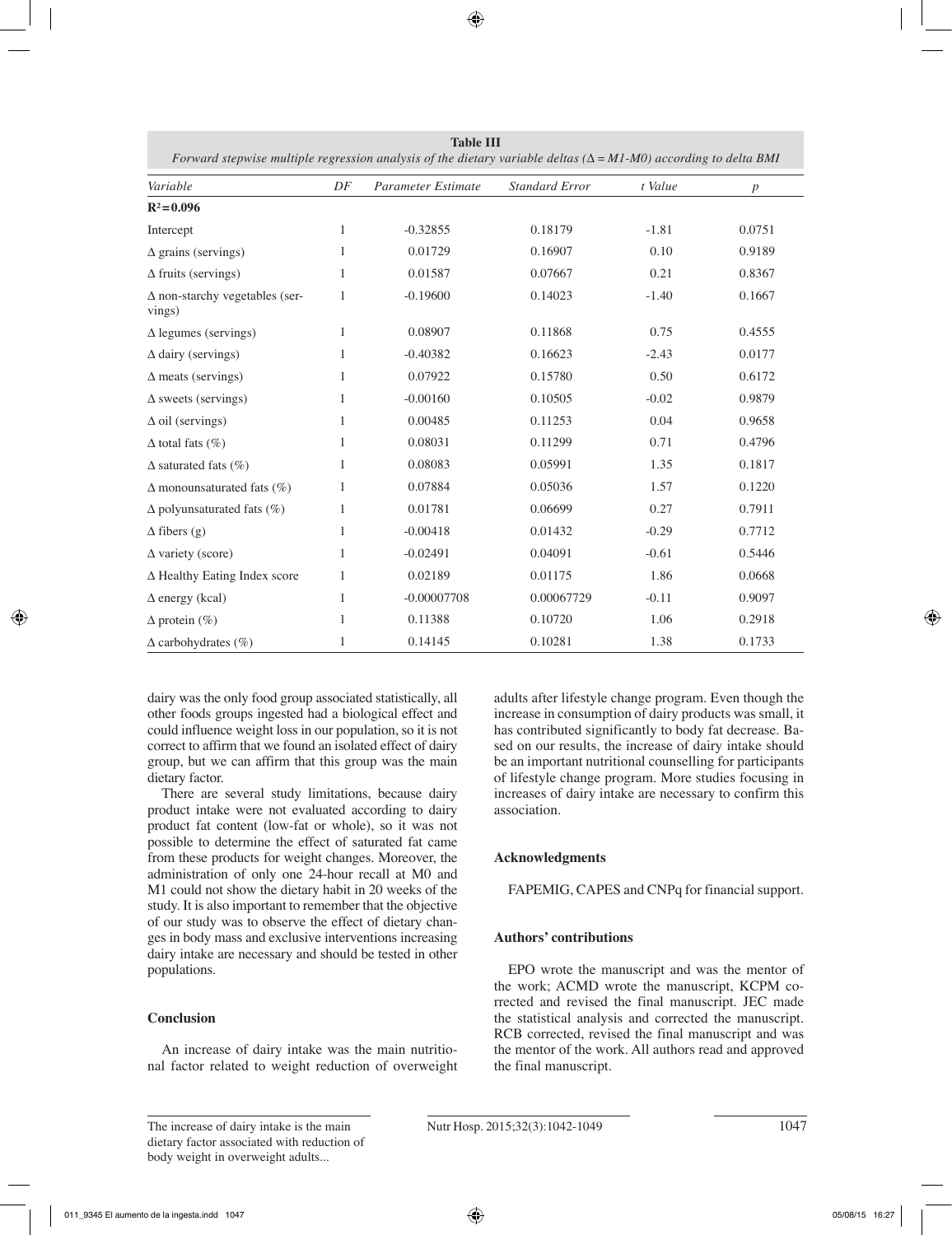**Table III**

*Forward stepwise multiple regression analysis of the dietary variable deltas (Δ = M1-M0) according to delta BMI*

| *Variable* | *DF* | *Parameter Estimate* | *Standard Error* | *t Value* | *p* |
|---|---|---|---|---|---|
| $R^2 = 0.096$ | | | | | |
| Intercept | 1 | -0.32855 | 0.18179 | -1.81 | 0.0751 |
| Δ grains (servings) | 1 | 0.01729 | 0.16907 | 0.10 | 0.9189 |
| Δ fruits (servings) | 1 | 0.01587 | 0.07667 | 0.21 | 0.8367 |
| Δ non-starchy vegetables (servings) | 1 | -0.19600 | 0.14023 | -1.40 | 0.1667 |
| Δ legumes (servings) | 1 | 0.08907 | 0.11868 | 0.75 | 0.4555 |
| Δ dairy (servings) | 1 | -0.40382 | 0.16623 | -2.43 | 0.0177 |
| Δ meats (servings) | 1 | 0.07922 | 0.15780 | 0.50 | 0.6172 |
| Δ sweets (servings) | 1 | -0.00160 | 0.10505 | -0.02 | 0.9879 |
| Δ oil (servings) | 1 | 0.00485 | 0.11253 | 0.04 | 0.9658 |
| Δ total fats (%) | 1 | 0.08031 | 0.11299 | 0.71 | 0.4796 |
| Δ saturated fats (%) | 1 | 0.08083 | 0.05991 | 1.35 | 0.1817 |
| Δ monounsaturated fats (%) | 1 | 0.07884 | 0.05036 | 1.57 | 0.1220 |
| Δ polyunsaturated fats (%) | 1 | 0.01781 | 0.06699 | 0.27 | 0.7911 |
| Δ fibers (g) | 1 | -0.00418 | 0.01432 | -0.29 | 0.7712 |
| Δ variety (score) | 1 | -0.02491 | 0.04091 | -0.61 | 0.5446 |
| Δ Healthy Eating Index score | 1 | 0.02189 | 0.01175 | 1.86 | 0.0668 |
| Δ energy (kcal) | 1 | -0.00007708 | 0.00067729 | -0.11 | 0.9097 |
| Δ protein (%) | 1 | 0.11388 | 0.10720 | 1.06 | 0.2918 |
| Δ carbohydrates (%) | 1 | 0.14145 | 0.10281 | 1.38 | 0.1733 |

dairy was the only food group associated statistically, all other foods groups ingested had a biological effect and could influence weight loss in our population, so it is not correct to affirm that we found an isolated effect of dairy group, but we can affirm that this group was the main dietary factor.

There are several study limitations, because dairy product intake were not evaluated according to dairy product fat content (low-fat or whole), so it was not possible to determine the effect of saturated fat came from these products for weight changes. Moreover, the administration of only one 24-hour recall at M0 and M1 could not show the dietary habit in 20 weeks of the study. It is also important to remember that the objective of our study was to observe the effect of dietary changes in body mass and exclusive interventions increasing dairy intake are necessary and should be tested in other populations.

## Conclusion

An increase of dairy intake was the main nutritional factor related to weight reduction of overweight adults after lifestyle change program. Even though the increase in consumption of dairy products was small, it has contributed significantly to body fat decrease. Based on our results, the increase of dairy intake should be an important nutritional counselling for participants of lifestyle change program. More studies focusing in increases of dairy intake are necessary to confirm this association.

## Acknowledgments

FAPEMIG, CAPES and CNPq for financial support.

## Authors' contributions

EPO wrote the manuscript and was the mentor of the work; ACMD wrote the manuscript, KCPM corrected and revised the final manuscript. JEC made the statistical analysis and corrected the manuscript. RCB corrected, revised the final manuscript and was the mentor of the work. All authors read and approved the final manuscript.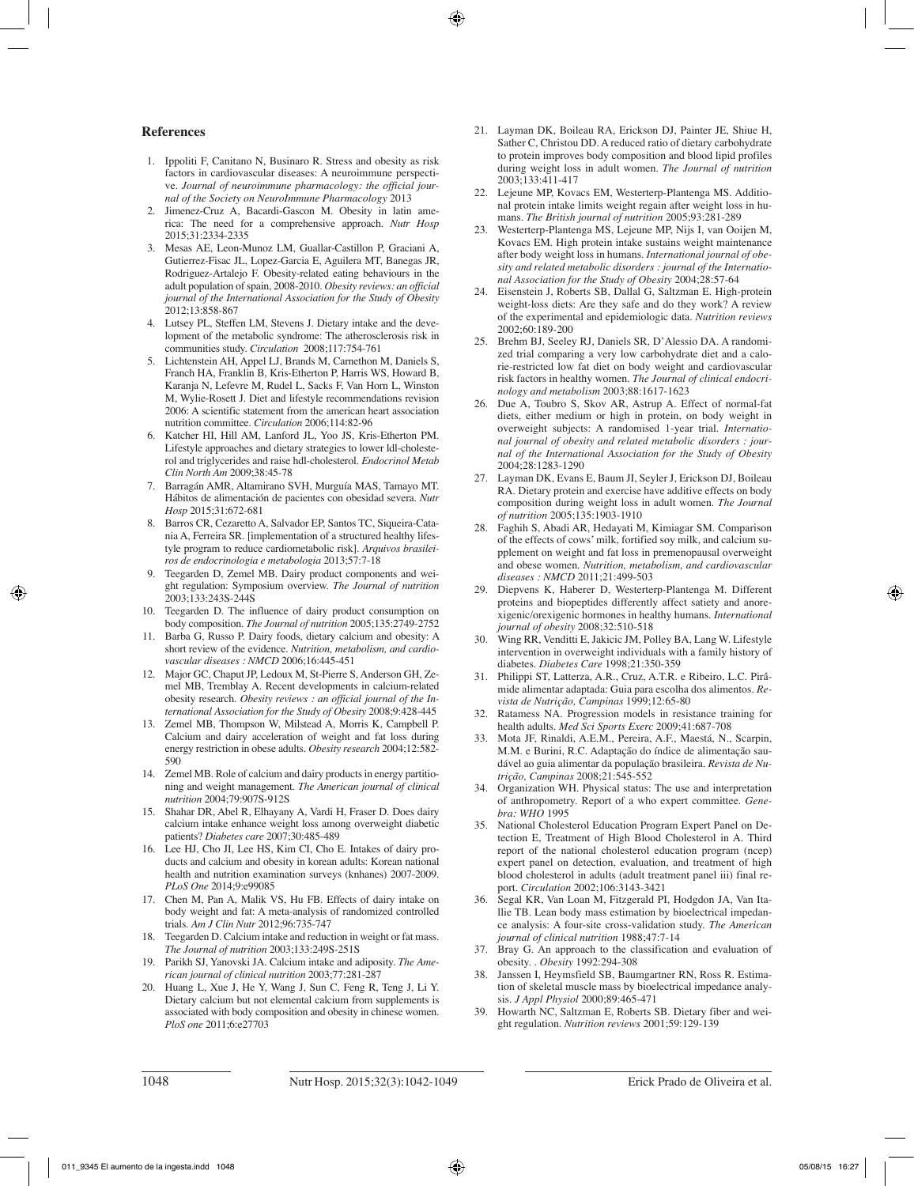## References

1. Ippoliti F, Canitano N, Businaro R. Stress and obesity as risk factors in cardiovascular diseases: A neuroimmune perspective. *Journal of neuroimmune pharmacology: the official journal of the Society on NeuroImmune Pharmacology* 2013
2. Jimenez-Cruz A, Bacardi-Gascon M. Obesity in latin america: The need for a comprehensive approach. *Nutr Hosp* 2015;31:2334-2335
3. Mesas AE, Leon-Munoz LM, Guallar-Castillon P, Graciani A, Gutierrez-Fisac JL, Lopez-Garcia E, Aguilera MT, Banegas JR, Rodriguez-Artalejo F. Obesity-related eating behaviours in the adult population of spain, 2008-2010. *Obesity reviews: an official journal of the International Association for the Study of Obesity* 2012;13:858-867
4. Lutsey PL, Steffen LM, Stevens J. Dietary intake and the development of the metabolic syndrome: The atherosclerosis risk in communities study. *Circulation* 2008;117:754-761
5. Lichtenstein AH, Appel LJ, Brands M, Carnethon M, Daniels S, Franch HA, Franklin B, Kris-Etherton P, Harris WS, Howard B, Karanja N, Lefevre M, Rudel L, Sacks F, Van Horn L, Winston M, Wylie-Rosett J. Diet and lifestyle recommendations revision 2006: A scientific statement from the american heart association nutrition committee. *Circulation* 2006;114:82-96
6. Katcher HI, Hill AM, Lanford JL, Yoo JS, Kris-Etherton PM. Lifestyle approaches and dietary strategies to lower ldl-cholesterol and triglycerides and raise hdl-cholesterol. *Endocrinol Metab Clin North Am* 2009;38:45-78
7. Barragán AMR, Altamirano SVH, Murguía MAS, Tamayo MT. Hábitos de alimentación de pacientes con obesidad severa. *Nutr Hosp* 2015;31:672-681
8. Barros CR, Cezaretto A, Salvador EP, Santos TC, Siqueira-Catania A, Ferreira SR. [implementation of a structured healthy lifestyle program to reduce cardiometabolic risk]. *Arquivos brasileiros de endocrinologia e metabologia* 2013;57:7-18
9. Teegarden D, Zemel MB. Dairy product components and weight regulation: Symposium overview. *The Journal of nutrition* 2003;133:243S-244S
10. Teegarden D. The influence of dairy product consumption on body composition. *The Journal of nutrition* 2005;135:2749-2752
11. Barba G, Russo P. Dairy foods, dietary calcium and obesity: A short review of the evidence. *Nutrition, metabolism, and cardiovascular diseases : NMCD* 2006;16:445-451
12. Major GC, Chaput JP, Ledoux M, St-Pierre S, Anderson GH, Zemel MB, Tremblay A. Recent developments in calcium-related obesity research. *Obesity reviews : an official journal of the International Association for the Study of Obesity* 2008;9:428-445
13. Zemel MB, Thompson W, Milstead A, Morris K, Campbell P. Calcium and dairy acceleration of weight and fat loss during energy restriction in obese adults. *Obesity research* 2004;12:582-590
14. Zemel MB. Role of calcium and dairy products in energy partitioning and weight management. *The American journal of clinical nutrition* 2004;79:907S-912S
15. Shahar DR, Abel R, Elhayany A, Vardi H, Fraser D. Does dairy calcium intake enhance weight loss among overweight diabetic patients? *Diabetes care* 2007;30:485-489
16. Lee HJ, Cho JI, Lee HS, Kim CI, Cho E. Intakes of dairy products and calcium and obesity in korean adults: Korean national health and nutrition examination surveys (knhanes) 2007-2009. *PLoS One* 2014;9:e99085
17. Chen M, Pan A, Malik VS, Hu FB. Effects of dairy intake on body weight and fat: A meta-analysis of randomized controlled trials. *Am J Clin Nutr* 2012;96:735-747
18. Teegarden D. Calcium intake and reduction in weight or fat mass. *The Journal of nutrition* 2003;133:249S-251S
19. Parikh SJ, Yanovski JA. Calcium intake and adiposity. *The American journal of clinical nutrition* 2003;77:281-287
20. Huang L, Xue J, He Y, Wang J, Sun C, Feng R, Teng J, Li Y. Dietary calcium but not elemental calcium from supplements is associated with body composition and obesity in chinese women. *PloS one* 2011;6:e27703
21. Layman DK, Boileau RA, Erickson DJ, Painter JE, Shiue H, Sather C, Christou DD. A reduced ratio of dietary carbohydrate to protein improves body composition and blood lipid profiles during weight loss in adult women. *The Journal of nutrition* 2003;133:411-417
22. Lejeune MP, Kovacs EM, Westerterp-Plantenga MS. Additional protein intake limits weight regain after weight loss in humans. *The British journal of nutrition* 2005;93:281-289
23. Westerterp-Plantenga MS, Lejeune MP, Nijs I, van Ooijen M, Kovacs EM. High protein intake sustains weight maintenance after body weight loss in humans. *International journal of obesity and related metabolic disorders : journal of the International Association for the Study of Obesity* 2004;28:57-64
24. Eisenstein J, Roberts SB, Dallal G, Saltzman E. High-protein weight-loss diets: Are they safe and do they work? A review of the experimental and epidemiologic data. *Nutrition reviews* 2002;60:189-200
25. Brehm BJ, Seeley RJ, Daniels SR, D'Alessio DA. A randomized trial comparing a very low carbohydrate diet and a calorie-restricted low fat diet on body weight and cardiovascular risk factors in healthy women. *The Journal of clinical endocrinology and metabolism* 2003;88:1617-1623
26. Due A, Toubro S, Skov AR, Astrup A. Effect of normal-fat diets, either medium or high in protein, on body weight in overweight subjects: A randomised 1-year trial. *International journal of obesity and related metabolic disorders : journal of the International Association for the Study of Obesity* 2004;28:1283-1290
27. Layman DK, Evans E, Baum JI, Seyler J, Erickson DJ, Boileau RA. Dietary protein and exercise have additive effects on body composition during weight loss in adult women. *The Journal of nutrition* 2005;135:1903-1910
28. Faghih S, Abadi AR, Hedayati M, Kimiagar SM. Comparison of the effects of cows' milk, fortified soy milk, and calcium supplement on weight and fat loss in premenopausal overweight and obese women. *Nutrition, metabolism, and cardiovascular diseases : NMCD* 2011;21:499-503
29. Diepvens K, Haberer D, Westerterp-Plantenga M. Different proteins and biopeptides differently affect satiety and anorexigenic/orexigenic hormones in healthy humans. *International journal of obesity* 2008;32:510-518
30. Wing RR, Venditti E, Jakicic JM, Polley BA, Lang W. Lifestyle intervention in overweight individuals with a family history of diabetes. *Diabetes Care* 1998;21:350-359
31. Philippi ST, Latterza, A.R., Cruz, A.T.R. e Ribeiro, L.C. Pirâmide alimentar adaptada: Guia para escolha dos alimentos. *Revista de Nutrição, Campinas* 1999;12:65-80
32. Ratamess NA. Progression models in resistance training for health adults. *Med Sci Sports Exerc* 2009;41:687-708
33. Mota JF, Rinaldi, A.E.M., Pereira, A.F., Maestá, N., Scarpin, M.M. e Burini, R.C. Adaptação do índice de alimentação saudável ao guia alimentar da população brasileira. *Revista de Nutrição, Campinas* 2008;21:545-552
34. Organization WH. Physical status: The use and interpretation of anthropometry. Report of a who expert committee. *Genebra: WHO* 1995
35. National Cholesterol Education Program Expert Panel on Detection E, Treatment of High Blood Cholesterol in A. Third report of the national cholesterol education program (ncep) expert panel on detection, evaluation, and treatment of high blood cholesterol in adults (adult treatment panel iii) final report. *Circulation* 2002;106:3143-3421
36. Segal KR, Van Loan M, Fitzgerald PI, Hodgdon JA, Van Itallie TB. Lean body mass estimation by bioelectrical impedance analysis: A four-site cross-validation study. *The American journal of clinical nutrition* 1988;47:7-14
37. Bray G. An approach to the classification and evaluation of obesity. . *Obesity* 1992:294-308
38. Janssen I, Heymsfield SB, Baumgartner RN, Ross R. Estimation of skeletal muscle mass by bioelectrical impedance analysis. *J Appl Physiol* 2000;89:465-471
39. Howarth NC, Saltzman E, Roberts SB. Dietary fiber and weight regulation. *Nutrition reviews* 2001;59:129-139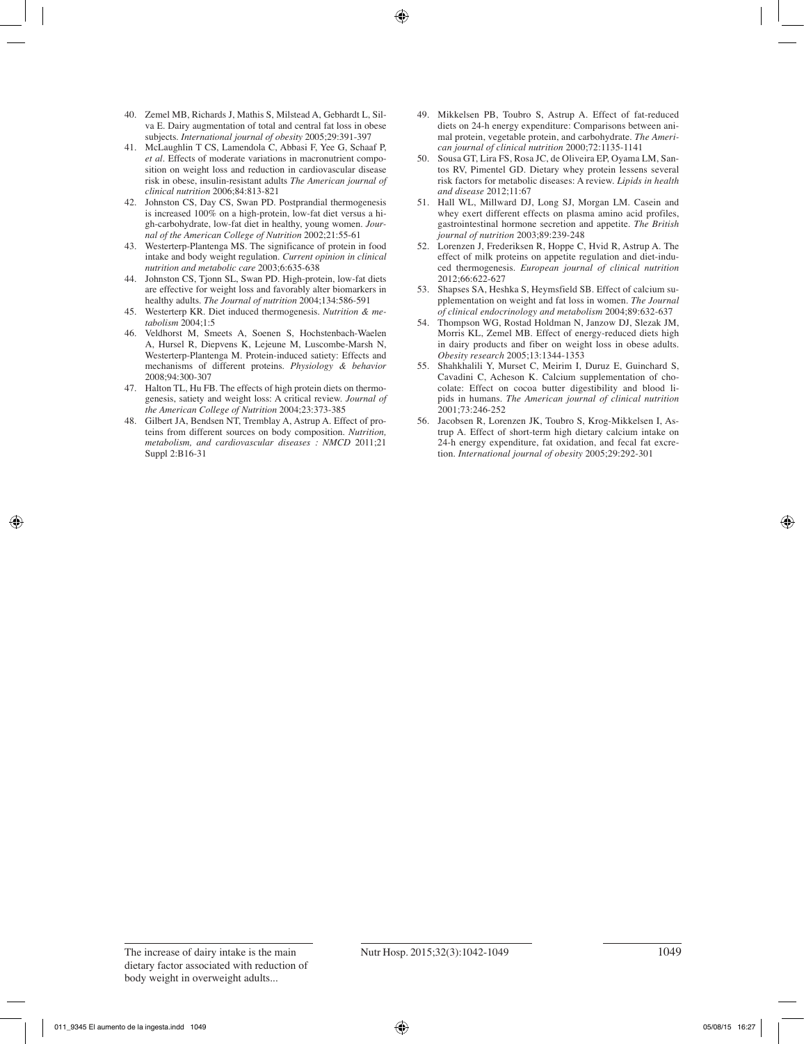40. Zemel MB, Richards J, Mathis S, Milstead A, Gebhardt L, Silva E. Dairy augmentation of total and central fat loss in obese subjects. *International journal of obesity* 2005;29:391-397
41. McLaughlin T CS, Lamendola C, Abbasi F, Yee G, Schaaf P, *et al*. Effects of moderate variations in macronutrient composition on weight loss and reduction in cardiovascular disease risk in obese, insulin-resistant adults *The American journal of clinical nutrition* 2006;84:813-821
42. Johnston CS, Day CS, Swan PD. Postprandial thermogenesis is increased 100% on a high-protein, low-fat diet versus a high-carbohydrate, low-fat diet in healthy, young women. *Journal of the American College of Nutrition* 2002;21:55-61
43. Westerterp-Plantenga MS. The significance of protein in food intake and body weight regulation. *Current opinion in clinical nutrition and metabolic care* 2003;6:635-638
44. Johnston CS, Tjonn SL, Swan PD. High-protein, low-fat diets are effective for weight loss and favorably alter biomarkers in healthy adults. *The Journal of nutrition* 2004;134:586-591
45. Westerterp KR. Diet induced thermogenesis. *Nutrition & metabolism* 2004;1:5
46. Veldhorst M, Smeets A, Soenen S, Hochstenbach-Waelen A, Hursel R, Diepvens K, Lejeune M, Luscombe-Marsh N, Westerterp-Plantenga M. Protein-induced satiety: Effects and mechanisms of different proteins. *Physiology & behavior* 2008;94:300-307
47. Halton TL, Hu FB. The effects of high protein diets on thermogenesis, satiety and weight loss: A critical review. *Journal of the American College of Nutrition* 2004;23:373-385
48. Gilbert JA, Bendsen NT, Tremblay A, Astrup A. Effect of proteins from different sources on body composition. *Nutrition, metabolism, and cardiovascular diseases : NMCD* 2011;21 Suppl 2:B16-31
49. Mikkelsen PB, Toubro S, Astrup A. Effect of fat-reduced diets on 24-h energy expenditure: Comparisons between animal protein, vegetable protein, and carbohydrate. *The American journal of clinical nutrition* 2000;72:1135-1141
50. Sousa GT, Lira FS, Rosa JC, de Oliveira EP, Oyama LM, Santos RV, Pimentel GD. Dietary whey protein lessens several risk factors for metabolic diseases: A review. *Lipids in health and disease* 2012;11:67
51. Hall WL, Millward DJ, Long SJ, Morgan LM. Casein and whey exert different effects on plasma amino acid profiles, gastrointestinal hormone secretion and appetite. *The British journal of nutrition* 2003;89:239-248
52. Lorenzen J, Frederiksen R, Hoppe C, Hvid R, Astrup A. The effect of milk proteins on appetite regulation and diet-induced thermogenesis. *European journal of clinical nutrition* 2012;66:622-627
53. Shapses SA, Heshka S, Heymsfield SB. Effect of calcium supplementation on weight and fat loss in women. *The Journal of clinical endocrinology and metabolism* 2004;89:632-637
54. Thompson WG, Rostad Holdman N, Janzow DJ, Slezak JM, Morris KL, Zemel MB. Effect of energy-reduced diets high in dairy products and fiber on weight loss in obese adults. *Obesity research* 2005;13:1344-1353
55. Shahkhalili Y, Murset C, Meirim I, Duruz E, Guinchard S, Cavadini C, Acheson K. Calcium supplementation of chocolate: Effect on cocoa butter digestibility and blood lipids in humans. *The American journal of clinical nutrition* 2001;73:246-252
56. Jacobsen R, Lorenzen JK, Toubro S, Krog-Mikkelsen I, Astrup A. Effect of short-term high dietary calcium intake on 24-h energy expenditure, fat oxidation, and fecal fat excretion. *International journal of obesity* 2005;29:292-301